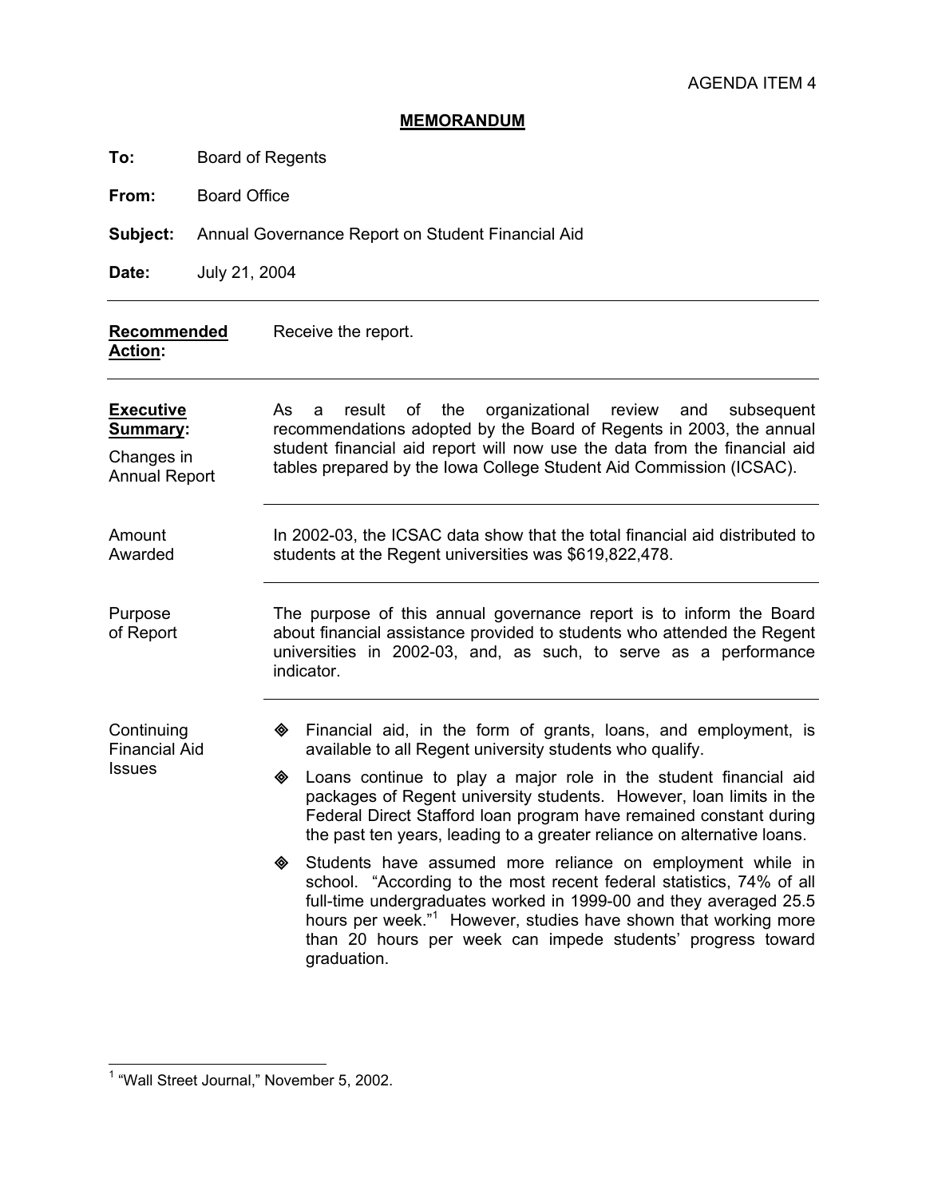AGENDA ITEM 4

# MEMORANDUM

**To:** Board of Regents

**From:** Board Office

**Subject:** Annual Governance Report on Student Financial Aid

**Date:** July 21, 2004

---

**Recommended Action:** Receive the report.

---

**Executive Summary:**

**Changes in Annual Report**

As a result of the organizational review and subsequent recommendations adopted by the Board of Regents in 2003, the annual student financial aid report will now use the data from the financial aid tables prepared by the Iowa College Student Aid Commission (ICSAC).

**Amount Awarded**

In 2002-03, the ICSAC data show that the total financial aid distributed to students at the Regent universities was $619,822,478.

**Purpose of Report**

The purpose of this annual governance report is to inform the Board about financial assistance provided to students who attended the Regent universities in 2002-03, and, as such, to serve as a performance indicator.

**Continuing Financial Aid Issues**

- Financial aid, in the form of grants, loans, and employment, is available to all Regent university students who qualify.
- Loans continue to play a major role in the student financial aid packages of Regent university students. However, loan limits in the Federal Direct Stafford loan program have remained constant during the past ten years, leading to a greater reliance on alternative loans.
- Students have assumed more reliance on employment while in school. "According to the most recent federal statistics, 74% of all full-time undergraduates worked in 1999-00 and they averaged 25.5 hours per week."[1] However, studies have shown that working more than 20 hours per week can impede students' progress toward graduation.

---

[1] "Wall Street Journal," November 5, 2002.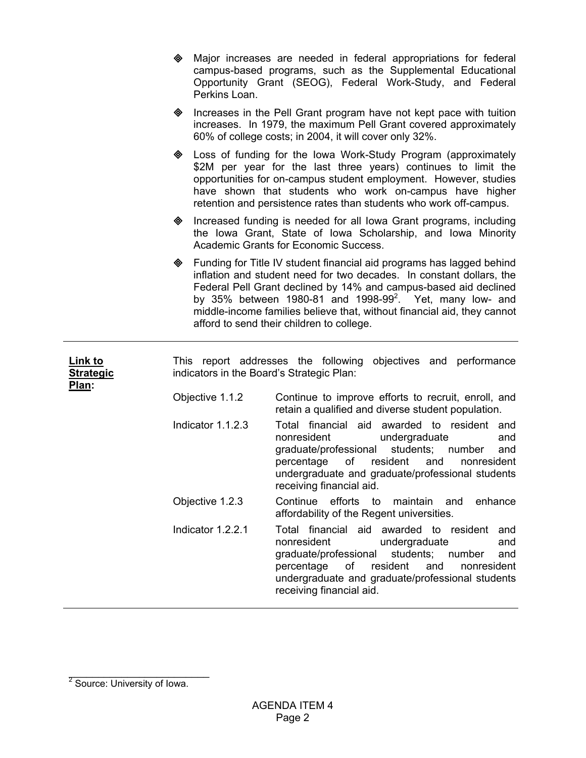- Major increases are needed in federal appropriations for federal campus-based programs, such as the Supplemental Educational Opportunity Grant (SEOG), Federal Work-Study, and Federal Perkins Loan.
- Increases in the Pell Grant program have not kept pace with tuition increases. In 1979, the maximum Pell Grant covered approximately 60% of college costs; in 2004, it will cover only 32%.
- Loss of funding for the Iowa Work-Study Program (approximately $2M per year for the last three years) continues to limit the opportunities for on-campus student employment. However, studies have shown that students who work on-campus have higher retention and persistence rates than students who work off-campus.
- Increased funding is needed for all Iowa Grant programs, including the Iowa Grant, State of Iowa Scholarship, and Iowa Minority Academic Grants for Economic Success.
- Funding for Title IV student financial aid programs has lagged behind inflation and student need for two decades. In constant dollars, the Federal Pell Grant declined by 14% and campus-based aid declined by 35% between 1980-81 and 1998-99[2]. Yet, many low- and middle-income families believe that, without financial aid, they cannot afford to send their children to college.

---

**Link to Strategic Plan:**

This report addresses the following objectives and performance indicators in the Board's Strategic Plan:

| | |
|---|---|
| Objective 1.1.2 | Continue to improve efforts to recruit, enroll, and retain a qualified and diverse student population. |
| Indicator 1.1.2.3 | Total financial aid awarded to resident and nonresident undergraduate and graduate/professional students; number and percentage of resident and nonresident undergraduate and graduate/professional students receiving financial aid. |
| Objective 1.2.3 | Continue efforts to maintain and enhance affordability of the Regent universities. |
| Indicator 1.2.2.1 | Total financial aid awarded to resident and nonresident undergraduate and graduate/professional students; number and percentage of resident and nonresident undergraduate and graduate/professional students receiving financial aid. |

---

[2] Source: University of Iowa.

AGENDA ITEM 4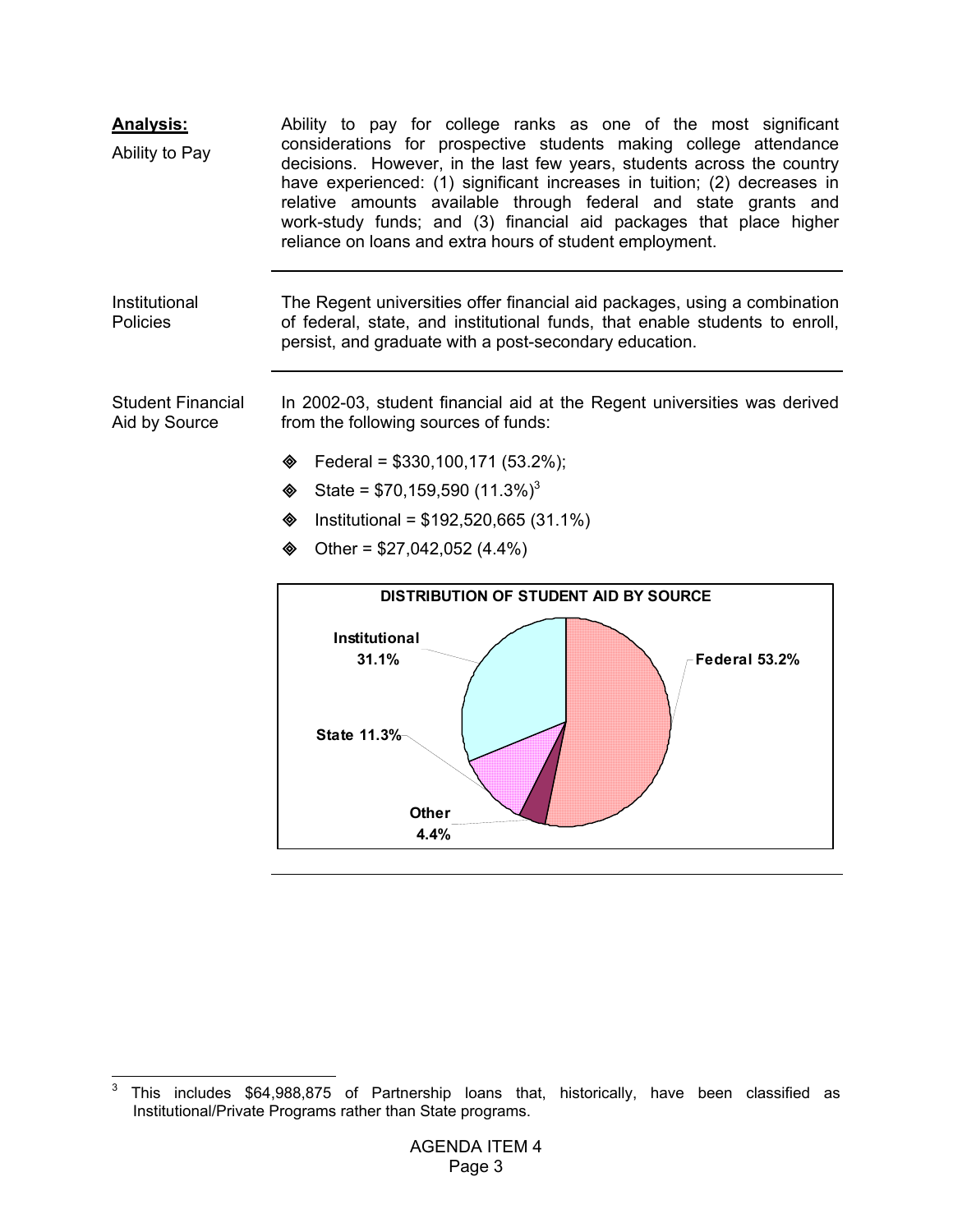**Analysis:**

Ability to Pay

Ability to pay for college ranks as one of the most significant considerations for prospective students making college attendance decisions. However, in the last few years, students across the country have experienced: (1) significant increases in tuition; (2) decreases in relative amounts available through federal and state grants and work-study funds; and (3) financial aid packages that place higher reliance on loans and extra hours of student employment.

---

Institutional Policies

The Regent universities offer financial aid packages, using a combination of federal, state, and institutional funds, that enable students to enroll, persist, and graduate with a post-secondary education.

---

Student Financial Aid by Source

In 2002-03, student financial aid at the Regent universities was derived from the following sources of funds:

- Federal = $330,100,171 (53.2%);
- State = $70,159,590 (11.3%)[3]
- Institutional = $192,520,665 (31.1%)
- Other = $27,042,052 (4.4%)

DISTRIBUTION OF STUDENT AID BY SOURCE

Institutional 31.1%

Federal 53.2%

State 11.3%

Other 4.4%

---

[3] This includes $64,988,875 of Partnership loans that, historically, have been classified as Institutional/Private Programs rather than State programs.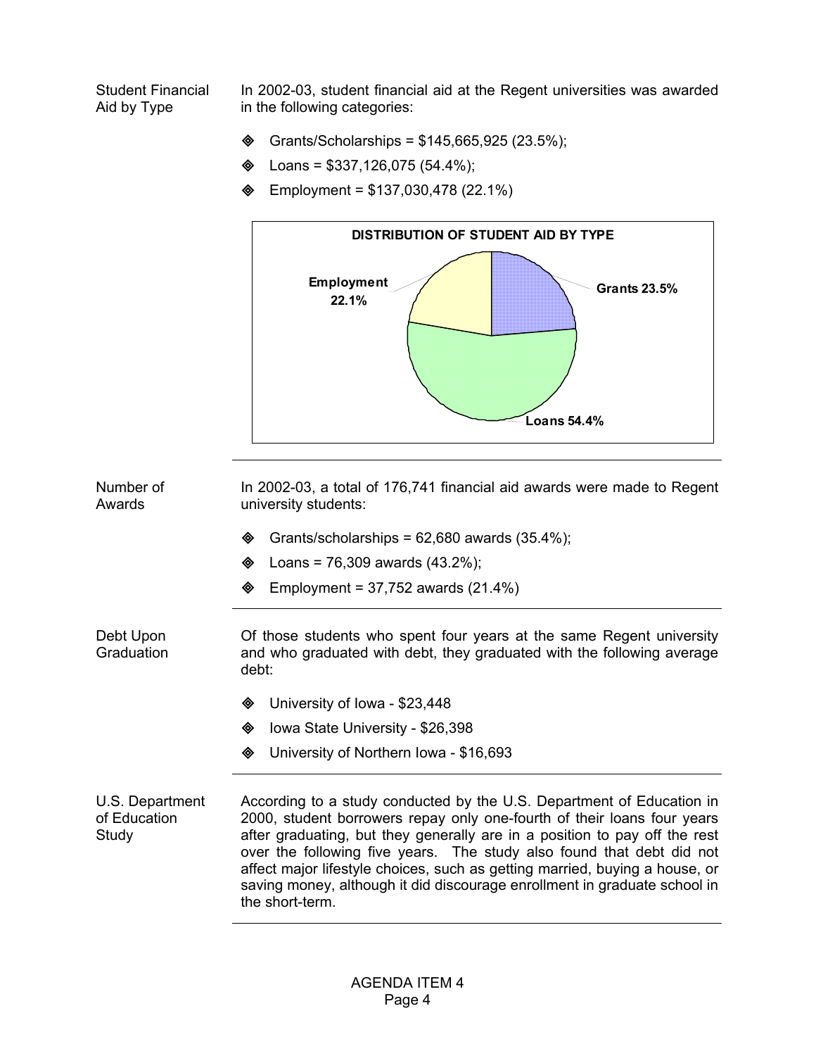**Student Financial Aid by Type**

In 2002-03, student financial aid at the Regent universities was awarded in the following categories:

- Grants/Scholarships = $145,665,925 (23.5%);
- Loans = $337,126,075 (54.4%);
- Employment = $137,030,478 (22.1%)

DISTRIBUTION OF STUDENT AID BY TYPE

Employment 22.1%

Grants 23.5%

Loans 54.4%

---

**Number of Awards**

In 2002-03, a total of 176,741 financial aid awards were made to Regent university students:

- Grants/scholarships = 62,680 awards (35.4%);
- Loans = 76,309 awards (43.2%);
- Employment = 37,752 awards (21.4%)

---

**Debt Upon Graduation**

Of those students who spent four years at the same Regent university and who graduated with debt, they graduated with the following average debt:

- University of Iowa - $23,448
- Iowa State University - $26,398
- University of Northern Iowa - $16,693

---

**U.S. Department of Education Study**

According to a study conducted by the U.S. Department of Education in 2000, student borrowers repay only one-fourth of their loans four years after graduating, but they generally are in a position to pay off the rest over the following five years. The study also found that debt did not affect major lifestyle choices, such as getting married, buying a house, or saving money, although it did discourage enrollment in graduate school in the short-term.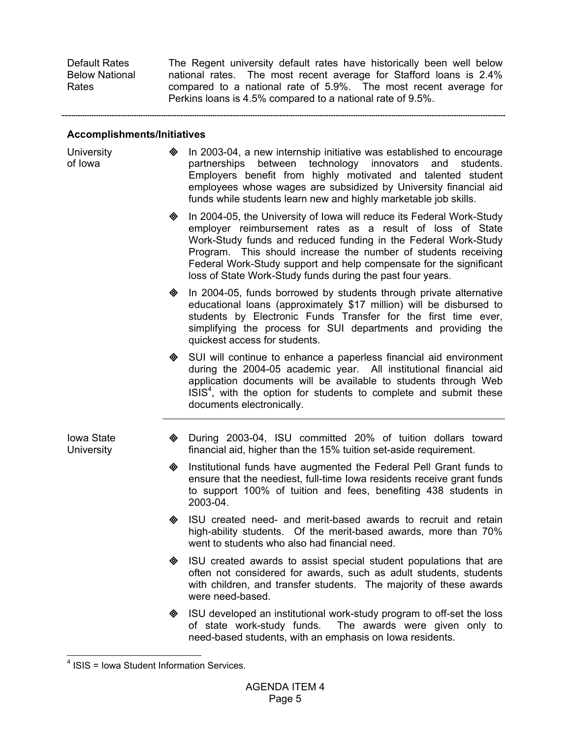**Default Rates Below National Rates**

The Regent university default rates have historically been well below national rates. The most recent average for Stafford loans is 2.4% compared to a national rate of 5.9%. The most recent average for Perkins loans is 4.5% compared to a national rate of 9.5%.

---

**Accomplishments/Initiatives**

**University of Iowa**

- In 2003-04, a new internship initiative was established to encourage partnerships between technology innovators and students. Employers benefit from highly motivated and talented student employees whose wages are subsidized by University financial aid funds while students learn new and highly marketable job skills.
- In 2004-05, the University of Iowa will reduce its Federal Work-Study employer reimbursement rates as a result of loss of State Work-Study funds and reduced funding in the Federal Work-Study Program. This should increase the number of students receiving Federal Work-Study support and help compensate for the significant loss of State Work-Study funds during the past four years.
- In 2004-05, funds borrowed by students through private alternative educational loans (approximately $17 million) will be disbursed to students by Electronic Funds Transfer for the first time ever, simplifying the process for SUI departments and providing the quickest access for students.
- SUI will continue to enhance a paperless financial aid environment during the 2004-05 academic year. All institutional financial aid application documents will be available to students through Web ISIS[4], with the option for students to complete and submit these documents electronically.

**Iowa State University**

- During 2003-04, ISU committed 20% of tuition dollars toward financial aid, higher than the 15% tuition set-aside requirement.
- Institutional funds have augmented the Federal Pell Grant funds to ensure that the neediest, full-time Iowa residents receive grant funds to support 100% of tuition and fees, benefiting 438 students in 2003-04.
- ISU created need- and merit-based awards to recruit and retain high-ability students. Of the merit-based awards, more than 70% went to students who also had financial need.
- ISU created awards to assist special student populations that are often not considered for awards, such as adult students, students with children, and transfer students. The majority of these awards were need-based.
- ISU developed an institutional work-study program to off-set the loss of state work-study funds. The awards were given only to need-based students, with an emphasis on Iowa residents.

[4] ISIS = Iowa Student Information Services.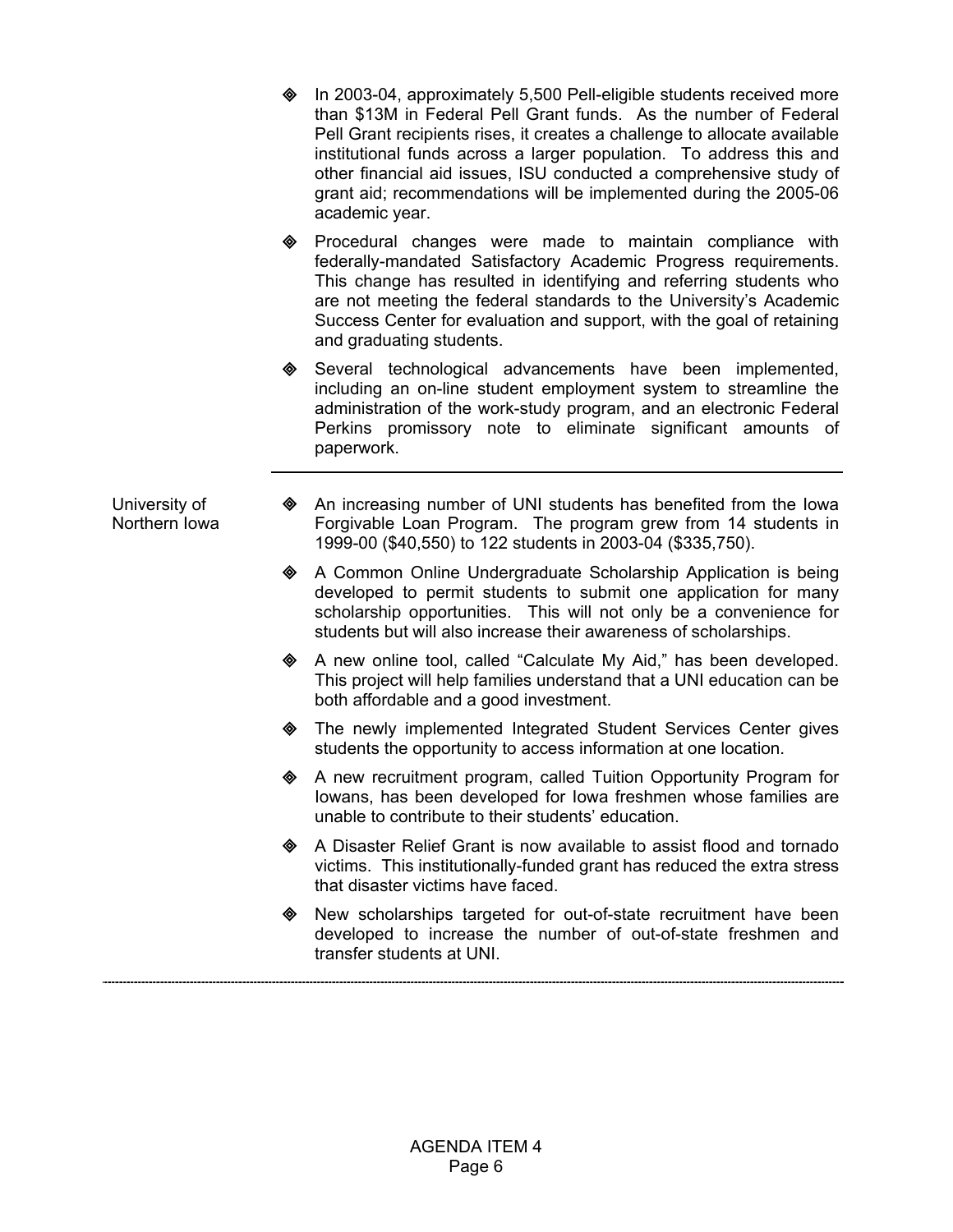- In 2003-04, approximately 5,500 Pell-eligible students received more than $13M in Federal Pell Grant funds. As the number of Federal Pell Grant recipients rises, it creates a challenge to allocate available institutional funds across a larger population. To address this and other financial aid issues, ISU conducted a comprehensive study of grant aid; recommendations will be implemented during the 2005-06 academic year.
- Procedural changes were made to maintain compliance with federally-mandated Satisfactory Academic Progress requirements. This change has resulted in identifying and referring students who are not meeting the federal standards to the University's Academic Success Center for evaluation and support, with the goal of retaining and graduating students.
- Several technological advancements have been implemented, including an on-line student employment system to streamline the administration of the work-study program, and an electronic Federal Perkins promissory note to eliminate significant amounts of paperwork.

---

University of Northern Iowa

- An increasing number of UNI students has benefited from the Iowa Forgivable Loan Program. The program grew from 14 students in 1999-00 ($40,550) to 122 students in 2003-04 ($335,750).
- A Common Online Undergraduate Scholarship Application is being developed to permit students to submit one application for many scholarship opportunities. This will not only be a convenience for students but will also increase their awareness of scholarships.
- A new online tool, called "Calculate My Aid," has been developed. This project will help families understand that a UNI education can be both affordable and a good investment.
- The newly implemented Integrated Student Services Center gives students the opportunity to access information at one location.
- A new recruitment program, called Tuition Opportunity Program for Iowans, has been developed for Iowa freshmen whose families are unable to contribute to their students' education.
- A Disaster Relief Grant is now available to assist flood and tornado victims. This institutionally-funded grant has reduced the extra stress that disaster victims have faced.
- New scholarships targeted for out-of-state recruitment have been developed to increase the number of out-of-state freshmen and transfer students at UNI.

---

AGENDA ITEM 4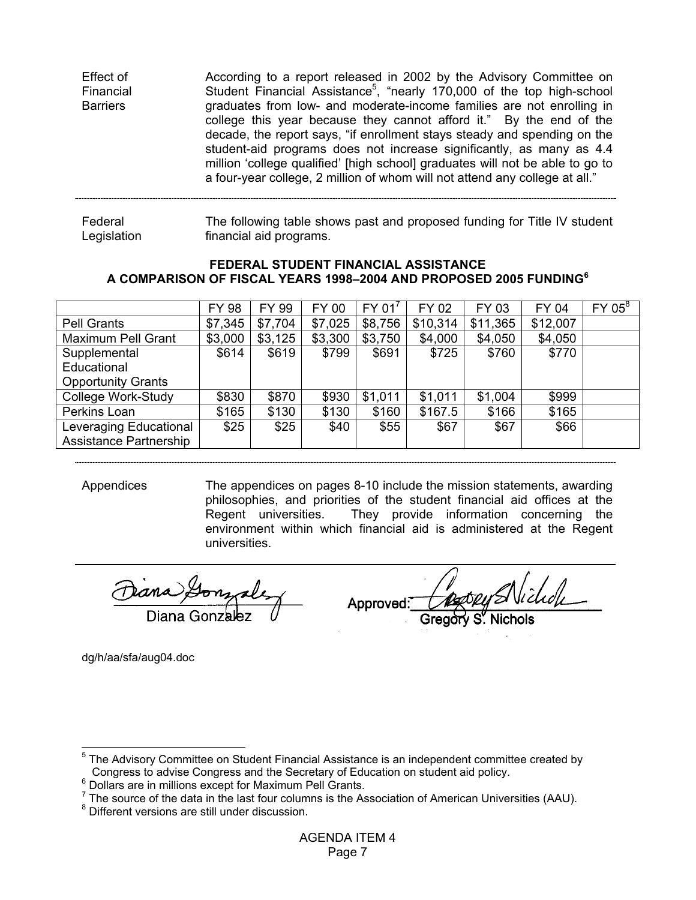Effect of Financial Barriers

According to a report released in 2002 by the Advisory Committee on Student Financial Assistance[5], "nearly 170,000 of the top high-school graduates from low- and moderate-income families are not enrolling in college this year because they cannot afford it." By the end of the decade, the report says, "if enrollment stays steady and spending on the student-aid programs does not increase significantly, as many as 4.4 million 'college qualified' [high school] graduates will not be able to go to a four-year college, 2 million of whom will not attend any college at all."

---

Federal Legislation

The following table shows past and proposed funding for Title IV student financial aid programs.

**FEDERAL STUDENT FINANCIAL ASSISTANCE**
**A COMPARISON OF FISCAL YEARS 1998–2004 AND PROPOSED 2005 FUNDING[6]**

| | FY 98 | FY 99 | FY 00 | FY 01[7] | FY 02 | FY 03 | FY 04 | FY 05[8] |
|---|---|---|---|---|---|---|---|---|
| Pell Grants | $7,345 | $7,704 | $7,025 | $8,756 | $10,314 | $11,365 | $12,007 | |
| Maximum Pell Grant | $3,000 | $3,125 | $3,300 | $3,750 | $4,000 | $4,050 | $4,050 | |
| Supplemental Educational Opportunity Grants | $614 | $619 | $799 | $691 | $725 | $760 | $770 | |
| College Work-Study | $830 | $870 | $930 | $1,011 | $1,011 | $1,004 | $999 | |
| Perkins Loan | $165 | $130 | $130 | $160 | $167.5 | $166 | $165 | |
| Leveraging Educational Assistance Partnership | $25 | $25 | $40 | $55 | $67 | $67 | $66 | |

---

Appendices

The appendices on pages 8-10 include the mission statements, awarding philosophies, and priorities of the student financial aid offices at the Regent universities. They provide information concerning the environment within which financial aid is administered at the Regent universities.

Diana Gonzalez

Approved: Gregory S. Nichols

dg/h/aa/sfa/aug04.doc

---

[5] The Advisory Committee on Student Financial Assistance is an independent committee created by Congress to advise Congress and the Secretary of Education on student aid policy.

[6] Dollars are in millions except for Maximum Pell Grants.

[7] The source of the data in the last four columns is the Association of American Universities (AAU).

[8] Different versions are still under discussion.

AGENDA ITEM 4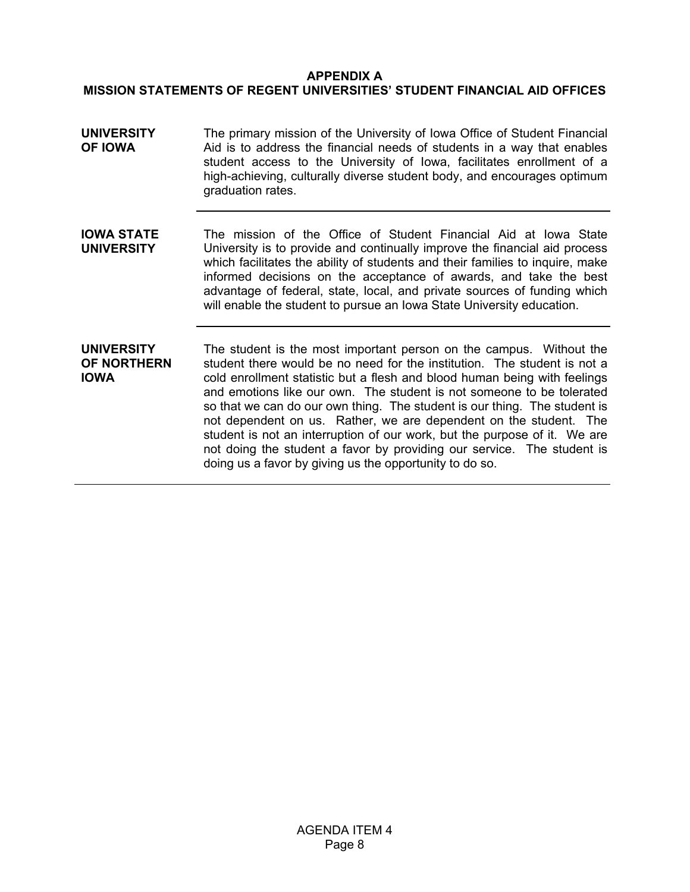## APPENDIX A
## MISSION STATEMENTS OF REGENT UNIVERSITIES' STUDENT FINANCIAL AID OFFICES

**UNIVERSITY OF IOWA**

The primary mission of the University of Iowa Office of Student Financial Aid is to address the financial needs of students in a way that enables student access to the University of Iowa, facilitates enrollment of a high-achieving, culturally diverse student body, and encourages optimum graduation rates.

---

**IOWA STATE UNIVERSITY**

The mission of the Office of Student Financial Aid at Iowa State University is to provide and continually improve the financial aid process which facilitates the ability of students and their families to inquire, make informed decisions on the acceptance of awards, and take the best advantage of federal, state, local, and private sources of funding which will enable the student to pursue an Iowa State University education.

---

**UNIVERSITY OF NORTHERN IOWA**

The student is the most important person on the campus. Without the student there would be no need for the institution. The student is not a cold enrollment statistic but a flesh and blood human being with feelings and emotions like our own. The student is not someone to be tolerated so that we can do our own thing. The student is our thing. The student is not dependent on us. Rather, we are dependent on the student. The student is not an interruption of our work, but the purpose of it. We are not doing the student a favor by providing our service. The student is doing us a favor by giving us the opportunity to do so.

---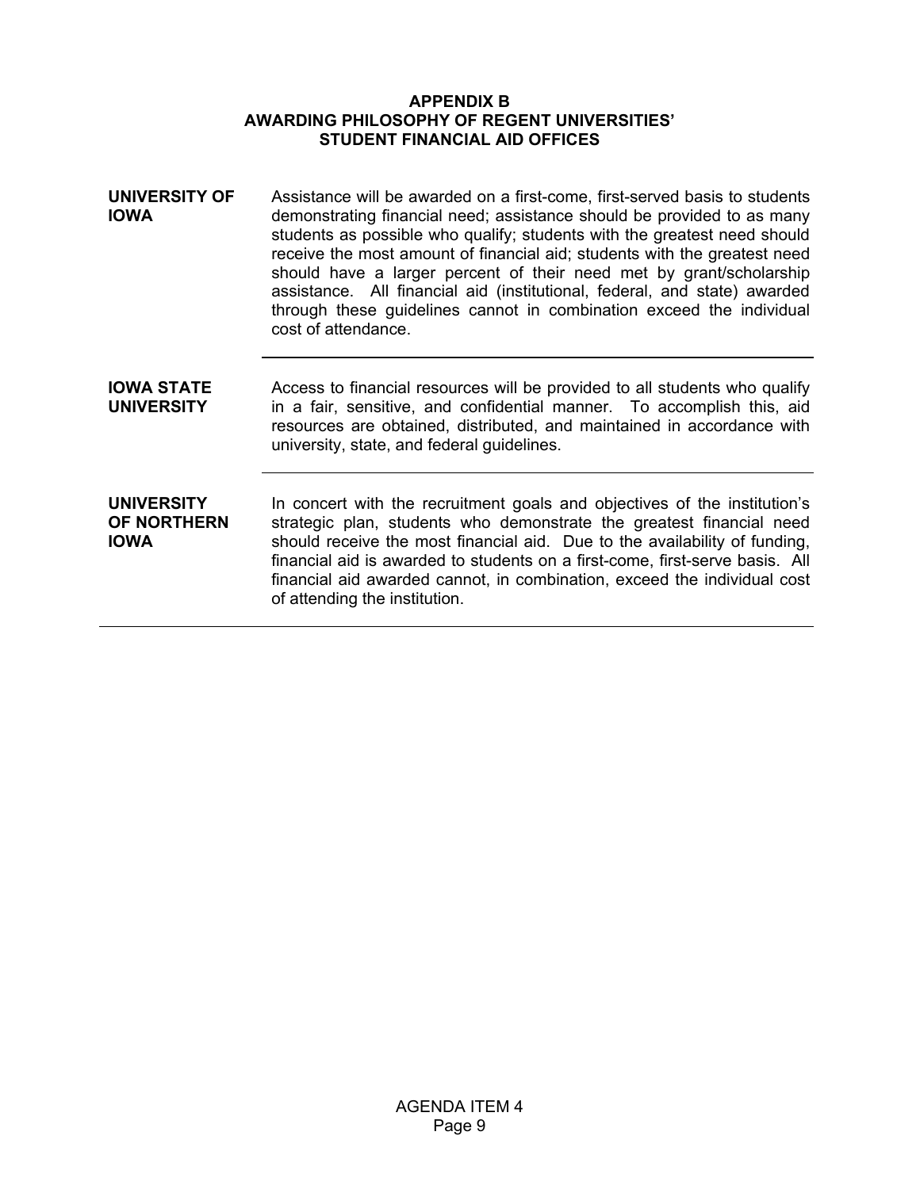# APPENDIX B
## AWARDING PHILOSOPHY OF REGENT UNIVERSITIES' STUDENT FINANCIAL AID OFFICES

| | |
|---|---|
| **UNIVERSITY OF IOWA** | Assistance will be awarded on a first-come, first-served basis to students demonstrating financial need; assistance should be provided to as many students as possible who qualify; students with the greatest need should receive the most amount of financial aid; students with the greatest need should have a larger percent of their need met by grant/scholarship assistance. All financial aid (institutional, federal, and state) awarded through these guidelines cannot in combination exceed the individual cost of attendance. |
| **IOWA STATE UNIVERSITY** | Access to financial resources will be provided to all students who qualify in a fair, sensitive, and confidential manner. To accomplish this, aid resources are obtained, distributed, and maintained in accordance with university, state, and federal guidelines. |
| **UNIVERSITY OF NORTHERN IOWA** | In concert with the recruitment goals and objectives of the institution's strategic plan, students who demonstrate the greatest financial need should receive the most financial aid. Due to the availability of funding, financial aid is awarded to students on a first-come, first-serve basis. All financial aid awarded cannot, in combination, exceed the individual cost of attending the institution. |

AGENDA ITEM 4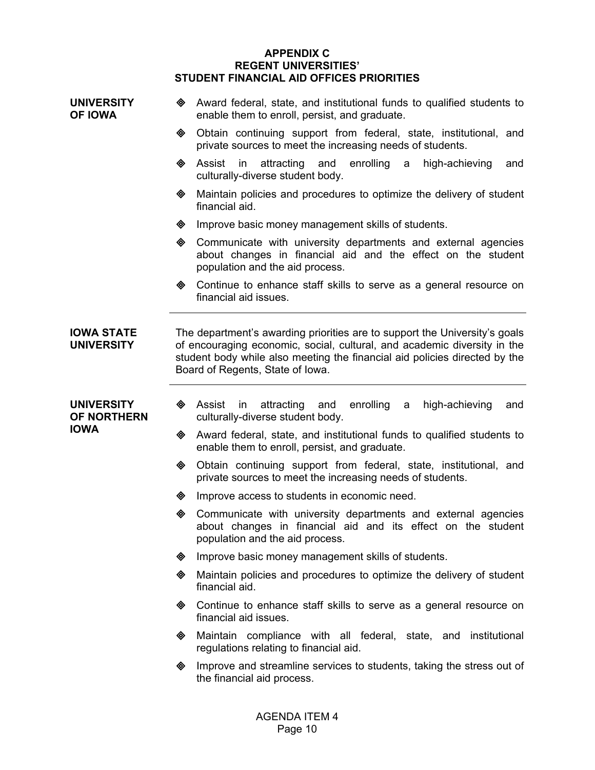# APPENDIX C
## REGENT UNIVERSITIES' STUDENT FINANCIAL AID OFFICES PRIORITIES

**UNIVERSITY OF IOWA**

- Award federal, state, and institutional funds to qualified students to enable them to enroll, persist, and graduate.
- Obtain continuing support from federal, state, institutional, and private sources to meet the increasing needs of students.
- Assist in attracting and enrolling a high-achieving and culturally-diverse student body.
- Maintain policies and procedures to optimize the delivery of student financial aid.
- Improve basic money management skills of students.
- Communicate with university departments and external agencies about changes in financial aid and the effect on the student population and the aid process.
- Continue to enhance staff skills to serve as a general resource on financial aid issues.

---

**IOWA STATE UNIVERSITY**

The department's awarding priorities are to support the University's goals of encouraging economic, social, cultural, and academic diversity in the student body while also meeting the financial aid policies directed by the Board of Regents, State of Iowa.

---

**UNIVERSITY OF NORTHERN IOWA**

- Assist in attracting and enrolling a high-achieving and culturally-diverse student body.
- Award federal, state, and institutional funds to qualified students to enable them to enroll, persist, and graduate.
- Obtain continuing support from federal, state, institutional, and private sources to meet the increasing needs of students.
- Improve access to students in economic need.
- Communicate with university departments and external agencies about changes in financial aid and its effect on the student population and the aid process.
- Improve basic money management skills of students.
- Maintain policies and procedures to optimize the delivery of student financial aid.
- Continue to enhance staff skills to serve as a general resource on financial aid issues.
- Maintain compliance with all federal, state, and institutional regulations relating to financial aid.
- Improve and streamline services to students, taking the stress out of the financial aid process.